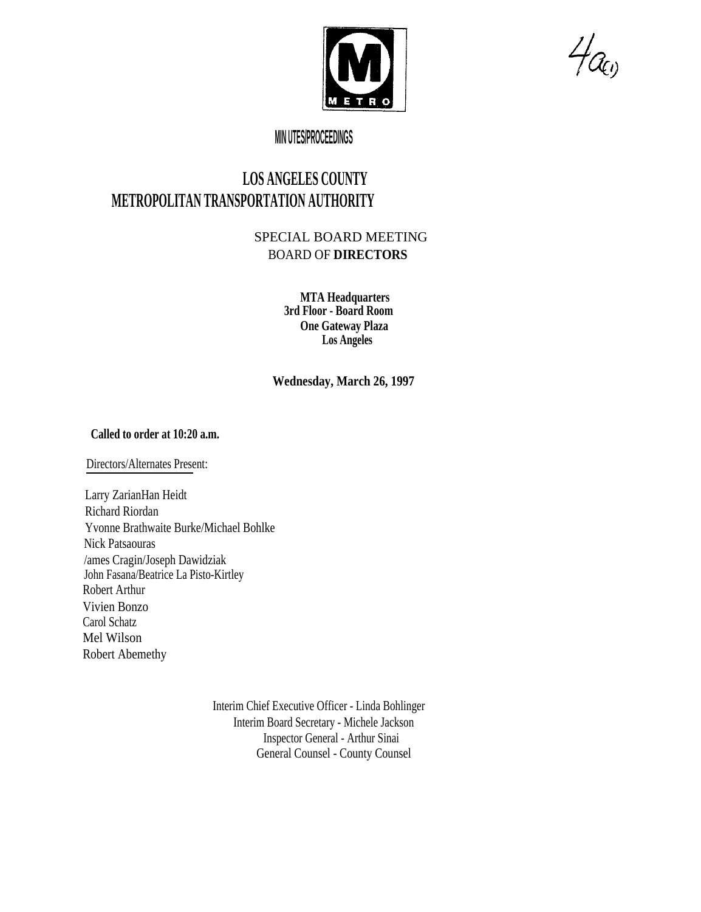4a(1)

MIN UTES/PROCEEDINGS

# LOS ANGELES COUNTY
# METROPOLITAN TRANSPORTATION AUTHORITY

SPECIAL BOARD MEETING
BOARD OF **DIRECTORS**

**MTA Headquarters**
**3rd Floor - Board Room**
**One Gateway Plaza**
**Los Angeles**

**Wednesday, March 26, 1997**

**Called to order at 10:20 a.m.**

Directors/Alternates Present:

Larry ZarianHan Heidt
Richard Riordan
Yvonne Brathwaite Burke/Michael Bohlke
Nick Patsaouras
/ames Cragin/Joseph Dawidziak
John Fasana/Beatrice La Pisto-Kirtley
Robert Arthur
Vivien Bonzo
Carol Schatz
Mel Wilson
Robert Abemethy

Interim Chief Executive Officer - Linda Bohlinger
Interim Board Secretary - Michele Jackson
Inspector General - Arthur Sinai
General Counsel - County Counsel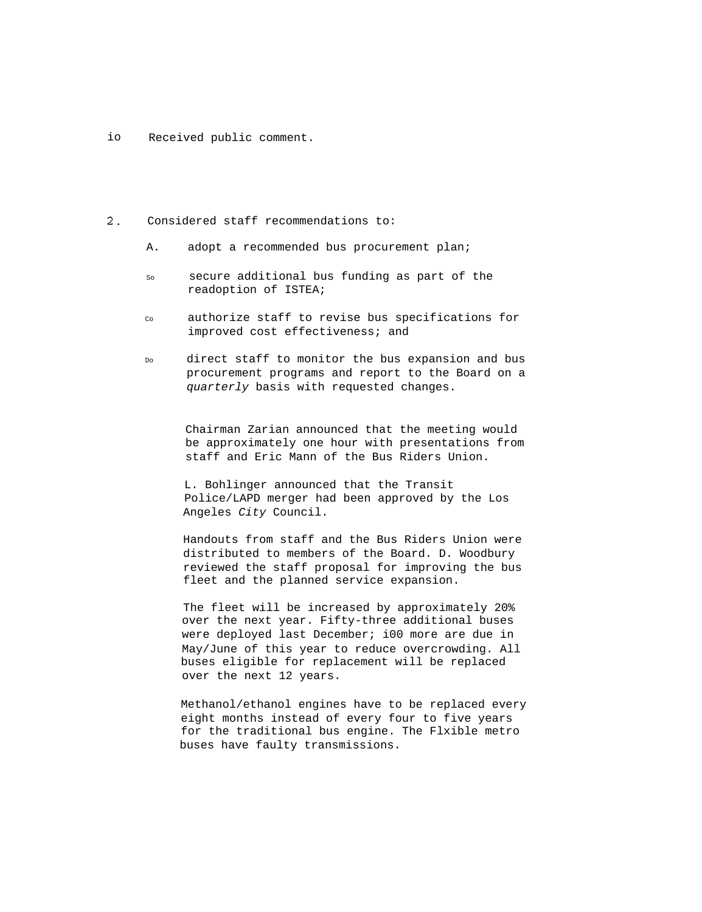io Received public comment.

2. Considered staff recommendations to:

A. adopt a recommended bus procurement plan;

So secure additional bus funding as part of the readoption of ISTEA;

Co authorize staff to revise bus specifications for improved cost effectiveness; and

Do direct staff to monitor the bus expansion and bus procurement programs and report to the Board on a *quarterly* basis with requested changes.

Chairman Zarian announced that the meeting would be approximately one hour with presentations from staff and Eric Mann of the Bus Riders Union.

L. Bohlinger announced that the Transit Police/LAPD merger had been approved by the Los Angeles *City* Council.

Handouts from staff and the Bus Riders Union were distributed to members of the Board. D. Woodbury reviewed the staff proposal for improving the bus fleet and the planned service expansion.

The fleet will be increased by approximately 20% over the next year. Fifty-three additional buses were deployed last December; i00 more are due in May/June of this year to reduce overcrowding. All buses eligible for replacement will be replaced over the next 12 years.

Methanol/ethanol engines have to be replaced every eight months instead of every four to five years for the traditional bus engine. The Flxible metro buses have faulty transmissions.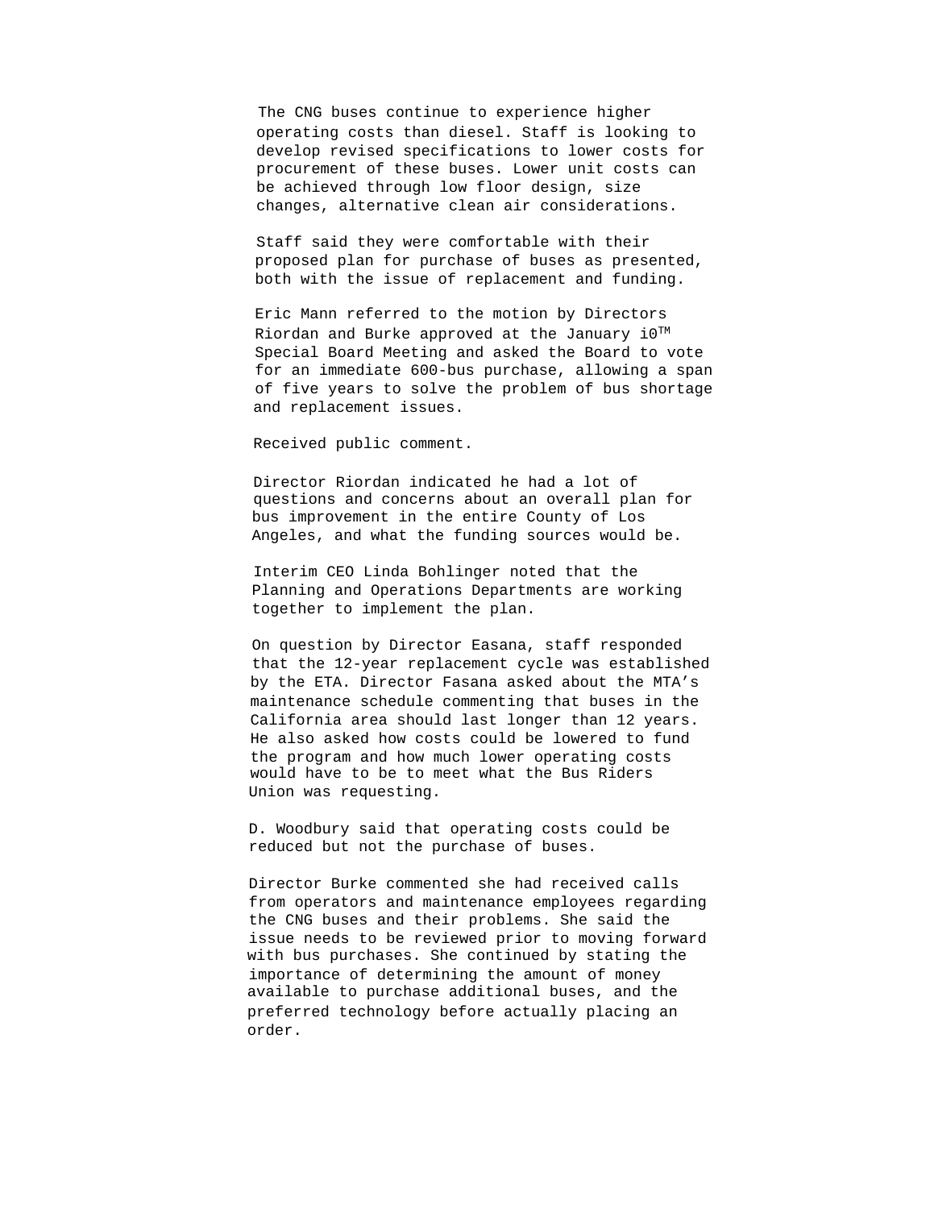The CNG buses continue to experience higher operating costs than diesel. Staff is looking to develop revised specifications to lower costs for procurement of these buses. Lower unit costs can be achieved through low floor design, size changes, alternative clean air considerations.

Staff said they were comfortable with their proposed plan for purchase of buses as presented, both with the issue of replacement and funding.

Eric Mann referred to the motion by Directors Riordan and Burke approved at the January i0TM Special Board Meeting and asked the Board to vote for an immediate 600-bus purchase, allowing a span of five years to solve the problem of bus shortage and replacement issues.

Received public comment.

Director Riordan indicated he had a lot of questions and concerns about an overall plan for bus improvement in the entire County of Los Angeles, and what the funding sources would be.

Interim CEO Linda Bohlinger noted that the Planning and Operations Departments are working together to implement the plan.

On question by Director Easana, staff responded that the 12-year replacement cycle was established by the ETA. Director Fasana asked about the MTA's maintenance schedule commenting that buses in the California area should last longer than 12 years. He also asked how costs could be lowered to fund the program and how much lower operating costs would have to be to meet what the Bus Riders Union was requesting.

D. Woodbury said that operating costs could be reduced but not the purchase of buses.

Director Burke commented she had received calls from operators and maintenance employees regarding the CNG buses and their problems. She said the issue needs to be reviewed prior to moving forward with bus purchases. She continued by stating the importance of determining the amount of money available to purchase additional buses, and the preferred technology before actually placing an order.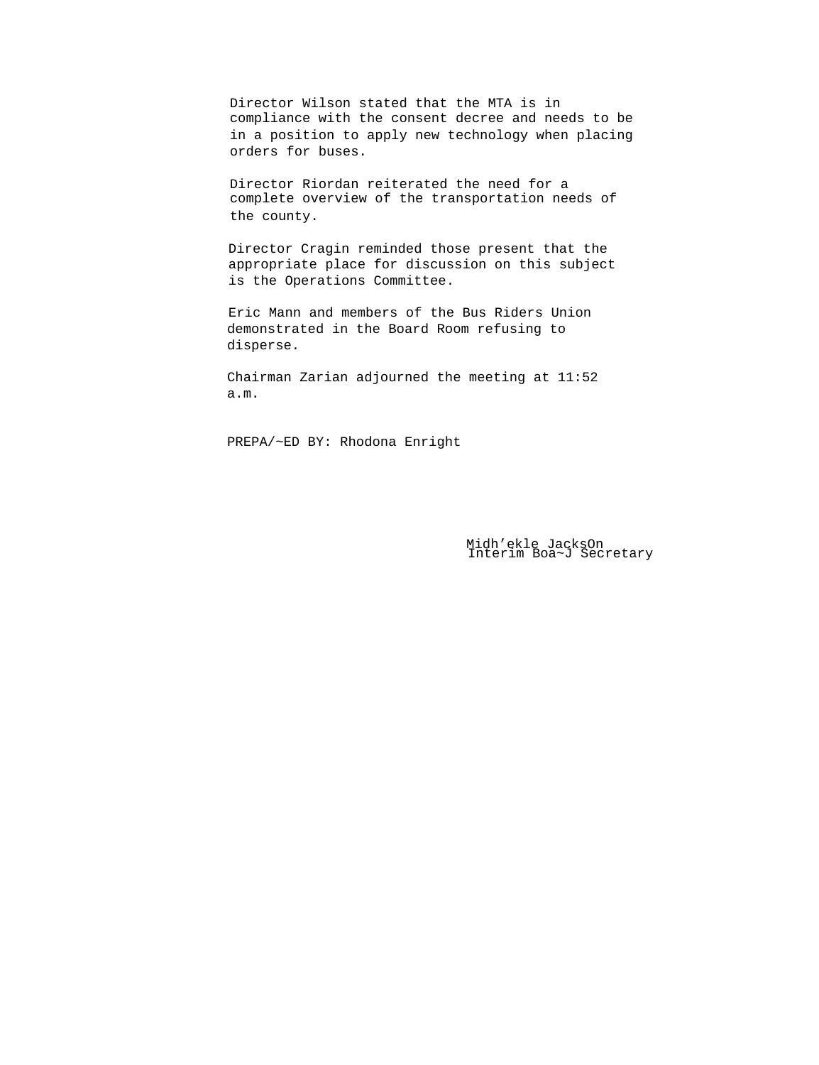Director Wilson stated that the MTA is in compliance with the consent decree and needs to be in a position to apply new technology when placing orders for buses.

Director Riordan reiterated the need for a complete overview of the transportation needs of the county.

Director Cragin reminded those present that the appropriate place for discussion on this subject is the Operations Committee.

Eric Mann and members of the Bus Riders Union demonstrated in the Board Room refusing to disperse.

Chairman Zarian adjourned the meeting at 11:52 a.m.

PREPA/~ED BY: Rhodona Enright

Midh’ekle JacksOn
Interim Boa~J Secretary